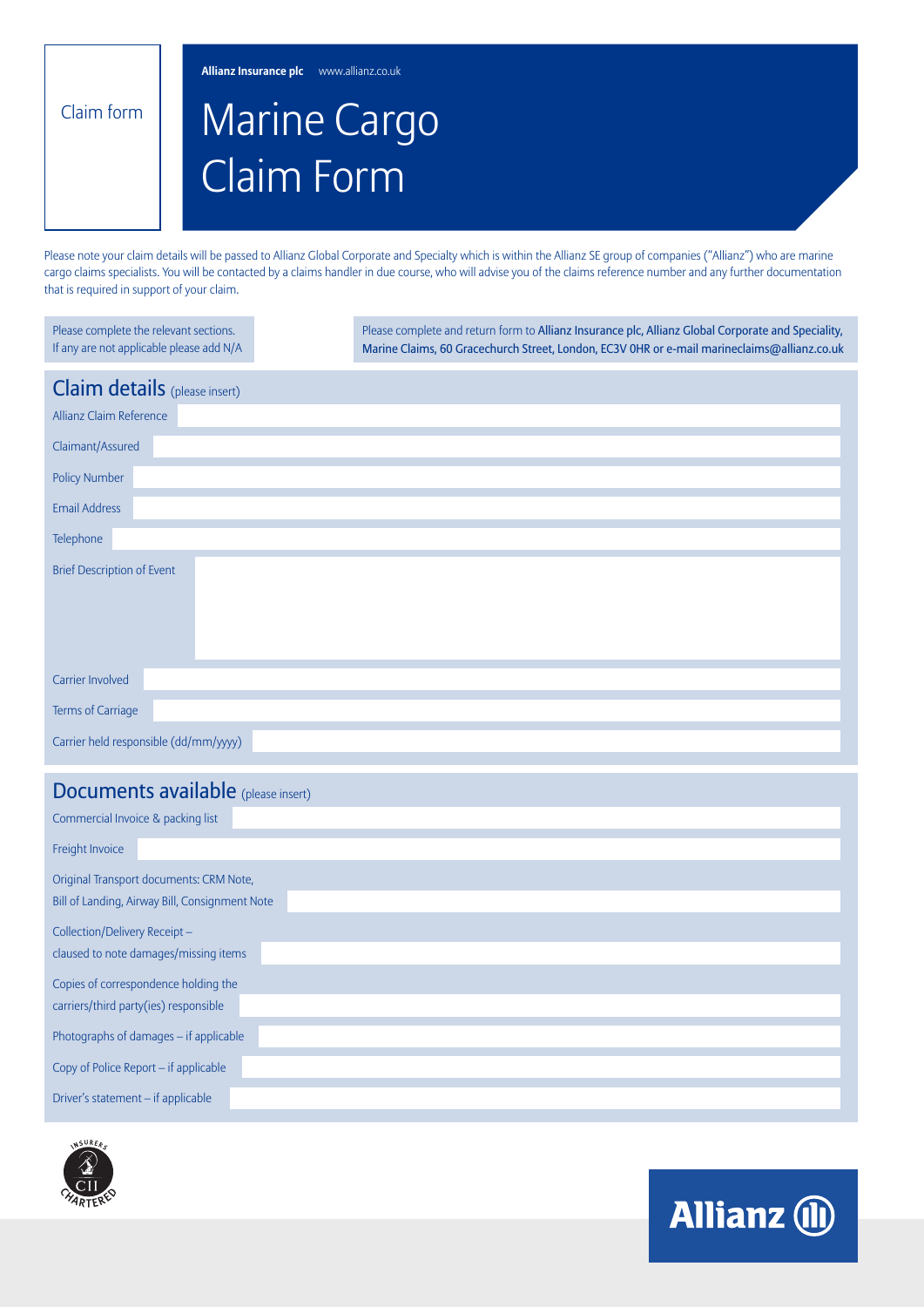Claim form

**Allianz Insurance plc** www.allianz.co.uk

# Marine Cargo Claim Form

Please note your claim details will be passed to Allianz Global Corporate and Specialty which is within the Allianz SE group of companies ("Allianz") who are marine cargo claims specialists. You will be contacted by a claims handler in due course, who will advise you of the claims reference number and any further documentation that is required in support of your claim.

Please complete the relevant sections. If any are not applicable please add N/A

Please complete and return form to **Allianz Insurance plc, Allianz Global Corporate and Speciality, Marine Claims, 60 Gracechurch Street, London, EC3V 0HR or e-mail marineclaims@allianz.co.uk**

## Claim details (please insert)

| | |
|---|---|
| Allianz Claim Reference | |
| Claimant/Assured | |
| Policy Number | |
| Email Address | |
| Telephone | |
| Brief Description of Event | |
| Carrier Involved | |
| Terms of Carriage | |
| Carrier held responsible (dd/mm/yyyy) | |

## Documents available (please insert)

| | |
|---|---|
| Commercial Invoice & packing list | |
| Freight Invoice | |
| Original Transport documents: CRM Note, Bill of Landing, Airway Bill, Consignment Note | |
| Collection/Delivery Receipt – claused to note damages/missing items | |
| Copies of correspondence holding the carriers/third party(ies) responsible | |
| Photographs of damages – if applicable | |
| Copy of Police Report – if applicable | |
| Driver's statement – if applicable | |

INSURERS CII CHARTERED

Allianz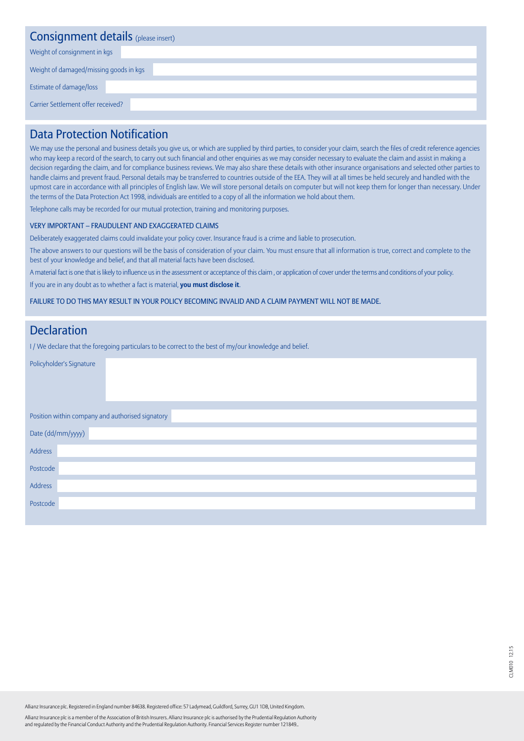## Consignment details (please insert)

Weight of consignment in kgs

Weight of damaged/missing goods in kgs

Estimate of damage/loss

Carrier Settlement offer received?

## Data Protection Notification

We may use the personal and business details you give us, or which are supplied by third parties, to consider your claim, search the files of credit reference agencies who may keep a record of the search, to carry out such financial and other enquiries as we may consider necessary to evaluate the claim and assist in making a decision regarding the claim, and for compliance business reviews. We may also share these details with other insurance organisations and selected other parties to handle claims and prevent fraud. Personal details may be transferred to countries outside of the EEA. They will at all times be held securely and handled with the upmost care in accordance with all principles of English law. We will store personal details on computer but will not keep them for longer than necessary. Under the terms of the Data Protection Act 1998, individuals are entitled to a copy of all the information we hold about them.

Telephone calls may be recorded for our mutual protection, training and monitoring purposes.

VERY IMPORTANT – FRAUDULENT AND EXAGGERATED CLAIMS

Deliberately exaggerated claims could invalidate your policy cover. Insurance fraud is a crime and liable to prosecution.

The above answers to our questions will be the basis of consideration of your claim. You must ensure that all information is true, correct and complete to the best of your knowledge and belief, and that all material facts have been disclosed.

A material fact is one that is likely to influence us in the assessment or acceptance of this claim , or application of cover under the terms and conditions of your policy.

If you are in any doubt as to whether a fact is material, **you must disclose it**.

FAILURE TO DO THIS MAY RESULT IN YOUR POLICY BECOMING INVALID AND A CLAIM PAYMENT WILL NOT BE MADE.

## Declaration

I / We declare that the foregoing particulars to be correct to the best of my/our knowledge and belief.

Policyholder's Signature

Position within company and authorised signatory

Date (dd/mm/yyyy)

Address

Postcode

Address

Postcode

CLM010 12.15

Allianz Insurance plc. Registered in England number 84638. Registered office: 57 Ladymead, Guildford, Surrey, GU1 1DB, United Kingdom.

Allianz Insurance plc is a member of the Association of British Insurers. Allianz Insurance plc is authorised by the Prudential Regulation Authority and regulated by the Financial Conduct Authority and the Prudential Regulation Authority. Financial Services Register number 121849..